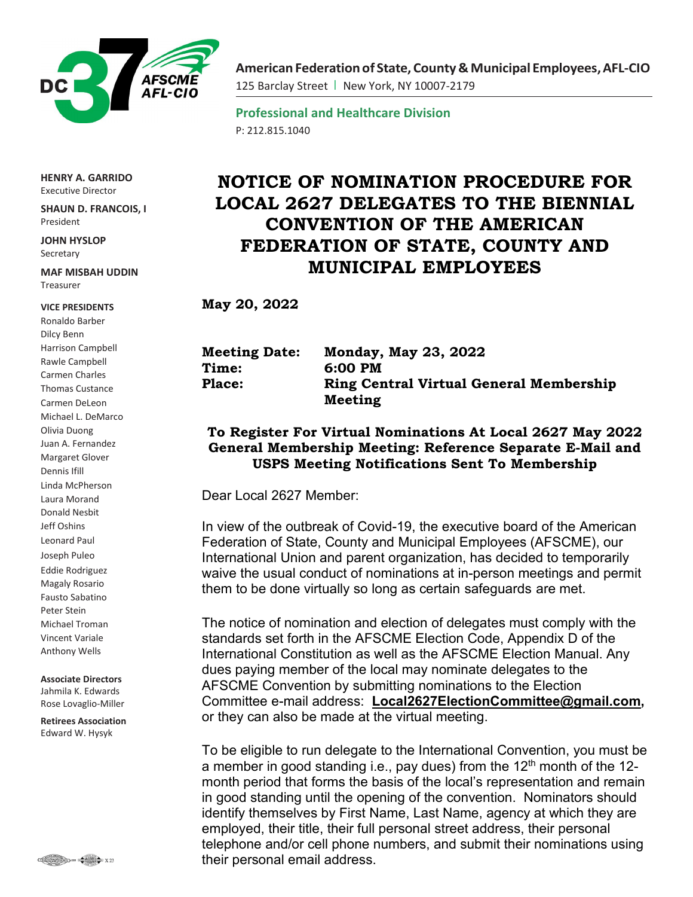DC 37 AFSCME AFL-CIO

**American Federation of State, County & Municipal Employees, AFL-CIO**
125 Barclay Street | New York, NY 10007-2179

**Professional and Healthcare Division**
P: 212.815.1040

**HENRY A. GARRIDO**
Executive Director

**SHAUN D. FRANCOIS, I**
President

**JOHN HYSLOP**
Secretary

**MAF MISBAH UDDIN**
Treasurer

**VICE PRESIDENTS**
Ronaldo Barber
Dilcy Benn
Harrison Campbell
Rawle Campbell
Carmen Charles
Thomas Custance
Carmen DeLeon
Michael L. DeMarco
Olivia Duong
Juan A. Fernandez
Margaret Glover
Dennis Ifill
Linda McPherson
Laura Morand
Donald Nesbit
Jeff Oshins
Leonard Paul
Joseph Puleo
Eddie Rodriguez
Magaly Rosario
Fausto Sabatino
Peter Stein
Michael Troman
Vincent Variale
Anthony Wells

**Associate Directors**
Jahmila K. Edwards
Rose Lovaglio-Miller

**Retirees Association**
Edward W. Hysyk

# NOTICE OF NOMINATION PROCEDURE FOR LOCAL 2627 DELEGATES TO THE BIENNIAL CONVENTION OF THE AMERICAN FEDERATION OF STATE, COUNTY AND MUNICIPAL EMPLOYEES

**May 20, 2022**

**Meeting Date:** **Monday, May 23, 2022**
**Time:** **6:00 PM**
**Place:** **Ring Central Virtual General Membership Meeting**

**To Register For Virtual Nominations At Local 2627 May 2022 General Membership Meeting: Reference Separate E-Mail and USPS Meeting Notifications Sent To Membership**

Dear Local 2627 Member:

In view of the outbreak of Covid-19, the executive board of the American Federation of State, County and Municipal Employees (AFSCME), our International Union and parent organization, has decided to temporarily waive the usual conduct of nominations at in-person meetings and permit them to be done virtually so long as certain safeguards are met.

The notice of nomination and election of delegates must comply with the standards set forth in the AFSCME Election Code, Appendix D of the International Constitution as well as the AFSCME Election Manual. Any dues paying member of the local may nominate delegates to the AFSCME Convention by submitting nominations to the Election Committee e-mail address: **Local2627ElectionCommittee@gmail.com**, or they can also be made at the virtual meeting.

To be eligible to run delegate to the International Convention, you must be a member in good standing i.e., pay dues) from the 12th month of the 12-month period that forms the basis of the local's representation and remain in good standing until the opening of the convention. Nominators should identify themselves by First Name, Last Name, agency at which they are employed, their title, their full personal street address, their personal telephone and/or cell phone numbers, and submit their nominations using their personal email address.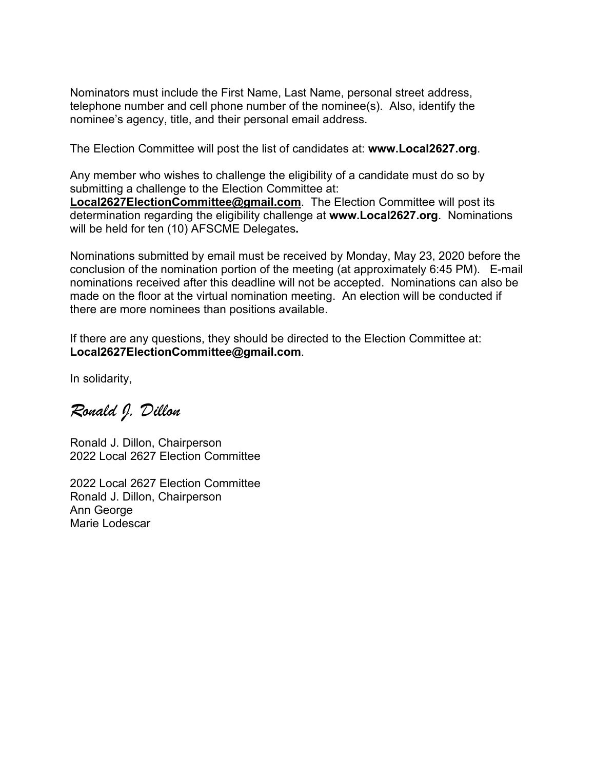Nominators must include the First Name, Last Name, personal street address, telephone number and cell phone number of the nominee(s). Also, identify the nominee's agency, title, and their personal email address.

The Election Committee will post the list of candidates at: **www.Local2627.org**.

Any member who wishes to challenge the eligibility of a candidate must do so by submitting a challenge to the Election Committee at: **Local2627ElectionCommittee@gmail.com**. The Election Committee will post its determination regarding the eligibility challenge at **www.Local2627.org**. Nominations will be held for ten (10) AFSCME Delegates**.**

Nominations submitted by email must be received by Monday, May 23, 2020 before the conclusion of the nomination portion of the meeting (at approximately 6:45 PM). E-mail nominations received after this deadline will not be accepted. Nominations can also be made on the floor at the virtual nomination meeting. An election will be conducted if there are more nominees than positions available.

If there are any questions, they should be directed to the Election Committee at: **Local2627ElectionCommittee@gmail.com**.

In solidarity,

*Ronald J. Dillon*

Ronald J. Dillon, Chairperson
2022 Local 2627 Election Committee

2022 Local 2627 Election Committee
Ronald J. Dillon, Chairperson
Ann George
Marie Lodescar